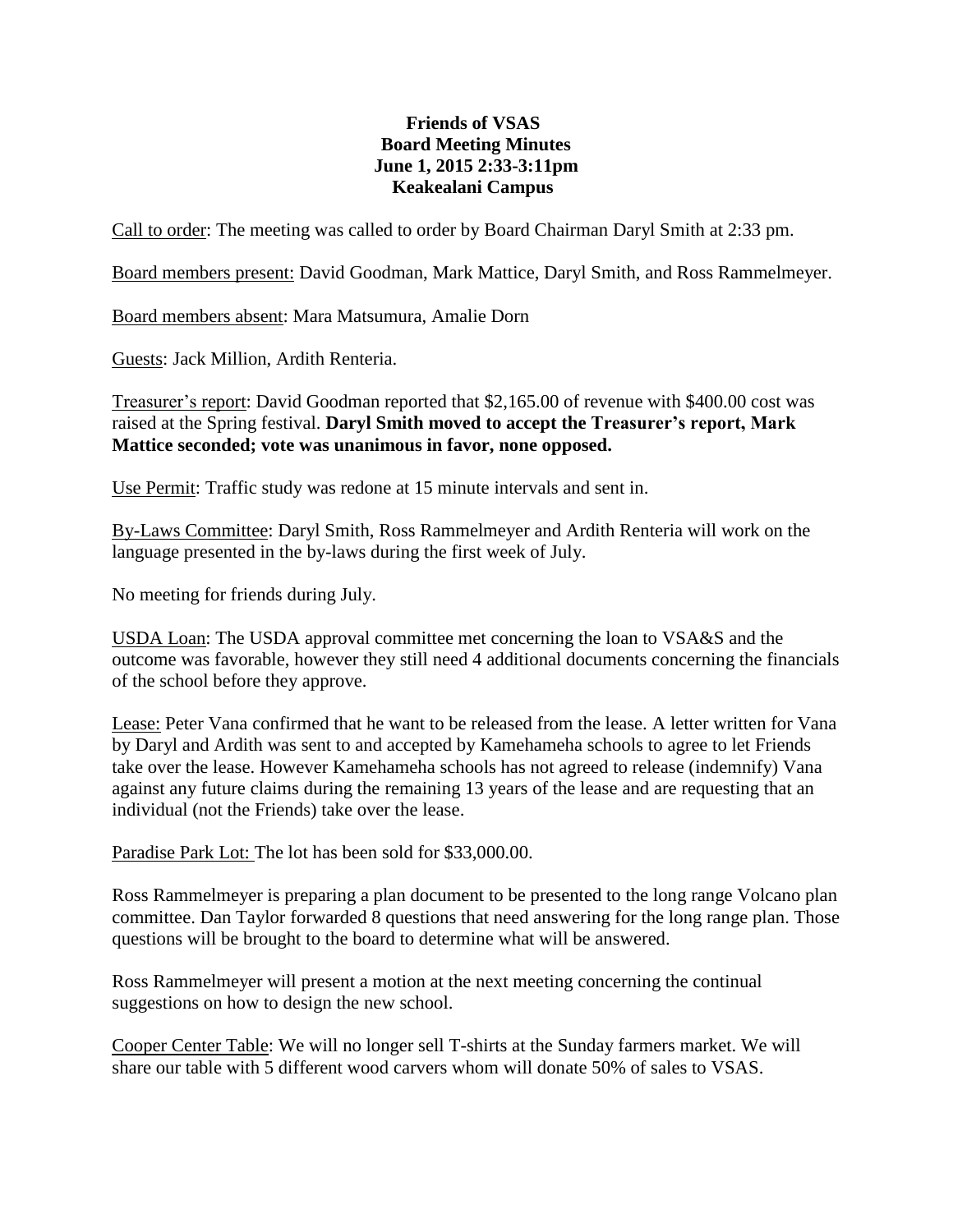**Friends of VSAS**
**Board Meeting Minutes**
**June 1, 2015 2:33-3:11pm**
**Keakealani Campus**

Call to order: The meeting was called to order by Board Chairman Daryl Smith at 2:33 pm.

Board members present: David Goodman, Mark Mattice, Daryl Smith, and Ross Rammelmeyer.

Board members absent: Mara Matsumura, Amalie Dorn

Guests: Jack Million, Ardith Renteria.

Treasurer's report: David Goodman reported that $2,165.00 of revenue with $400.00 cost was raised at the Spring festival. **Daryl Smith moved to accept the Treasurer's report, Mark Mattice seconded; vote was unanimous in favor, none opposed.**

Use Permit: Traffic study was redone at 15 minute intervals and sent in.

By-Laws Committee: Daryl Smith, Ross Rammelmeyer and Ardith Renteria will work on the language presented in the by-laws during the first week of July.

No meeting for friends during July.

USDA Loan: The USDA approval committee met concerning the loan to VSA&S and the outcome was favorable, however they still need 4 additional documents concerning the financials of the school before they approve.

Lease: Peter Vana confirmed that he want to be released from the lease. A letter written for Vana by Daryl and Ardith was sent to and accepted by Kamehameha schools to agree to let Friends take over the lease. However Kamehameha schools has not agreed to release (indemnify) Vana against any future claims during the remaining 13 years of the lease and are requesting that an individual (not the Friends) take over the lease.

Paradise Park Lot: The lot has been sold for $33,000.00.

Ross Rammelmeyer is preparing a plan document to be presented to the long range Volcano plan committee. Dan Taylor forwarded 8 questions that need answering for the long range plan. Those questions will be brought to the board to determine what will be answered.

Ross Rammelmeyer will present a motion at the next meeting concerning the continual suggestions on how to design the new school.

Cooper Center Table: We will no longer sell T-shirts at the Sunday farmers market. We will share our table with 5 different wood carvers whom will donate 50% of sales to VSAS.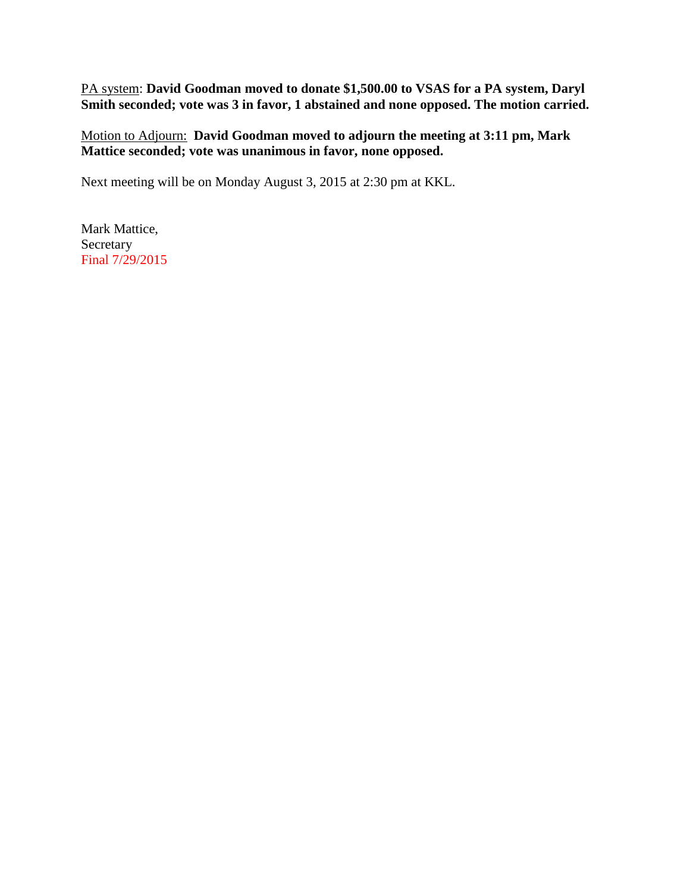<u>PA system</u>: **David Goodman moved to donate $1,500.00 to VSAS for a PA system, Daryl Smith seconded; vote was 3 in favor, 1 abstained and none opposed. The motion carried.**

<u>Motion to Adjourn:</u> **David Goodman moved to adjourn the meeting at 3:11 pm, Mark Mattice seconded; vote was unanimous in favor, none opposed.**

Next meeting will be on Monday August 3, 2015 at 2:30 pm at KKL.

Mark Mattice,
Secretary
Final 7/29/2015